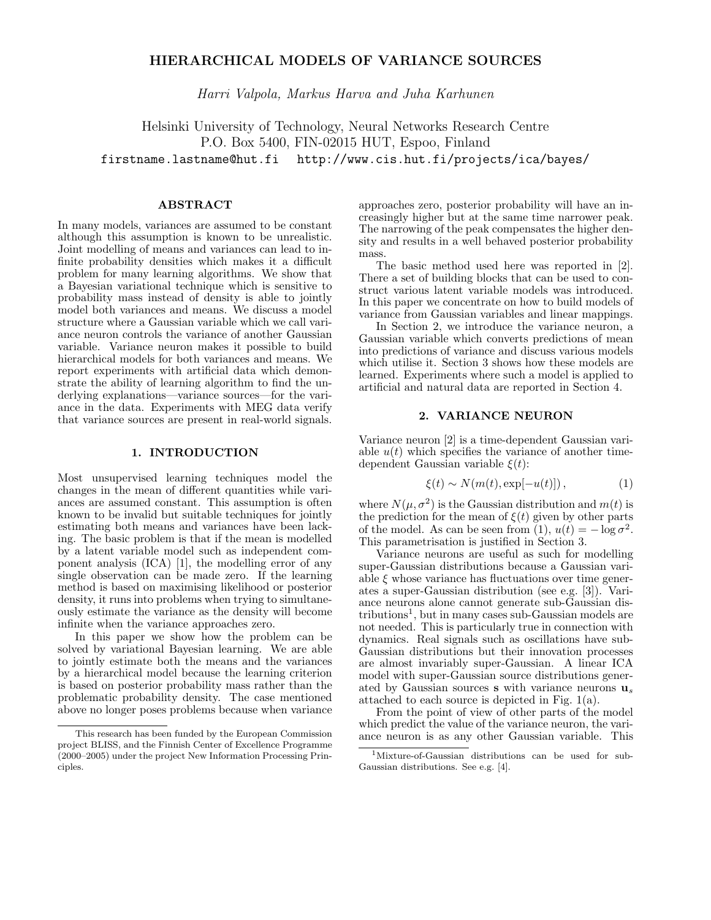# HIERARCHICAL MODELS OF VARIANCE SOURCES

*Harri Valpola, Markus Harva and Juha Karhunen*

Helsinki University of Technology, Neural Networks Research Centre
P.O. Box 5400, FIN-02015 HUT, Espoo, Finland
`firstname.lastname@hut.fi` `http://www.cis.hut.fi/projects/ica/bayes/`

## ABSTRACT

In many models, variances are assumed to be constant although this assumption is known to be unrealistic. Joint modelling of means and variances can lead to infinite probability densities which makes it a difficult problem for many learning algorithms. We show that a Bayesian variational technique which is sensitive to probability mass instead of density is able to jointly model both variances and means. We discuss a model structure where a Gaussian variable which we call variance neuron controls the variance of another Gaussian variable. Variance neuron makes it possible to build hierarchical models for both variances and means. We report experiments with artificial data which demonstrate the ability of learning algorithm to find the underlying explanations—variance sources—for the variance in the data. Experiments with MEG data verify that variance sources are present in real-world signals.

## 1. INTRODUCTION

Most unsupervised learning techniques model the changes in the mean of different quantities while variances are assumed constant. This assumption is often known to be invalid but suitable techniques for jointly estimating both means and variances have been lacking. The basic problem is that if the mean is modelled by a latent variable model such as independent component analysis (ICA) [1], the modelling error of any single observation can be made zero. If the learning method is based on maximising likelihood or posterior density, it runs into problems when trying to simultaneously estimate the variance as the density will become infinite when the variance approaches zero.

In this paper we show how the problem can be solved by variational Bayesian learning. We are able to jointly estimate both the means and the variances by a hierarchical model because the learning criterion is based on posterior probability mass rather than the problematic probability density. The case mentioned above no longer poses problems because when variance approaches zero, posterior probability will have an increasingly higher but at the same time narrower peak. The narrowing of the peak compensates the higher density and results in a well behaved posterior probability mass.

The basic method used here was reported in [2]. There a set of building blocks that can be used to construct various latent variable models was introduced. In this paper we concentrate on how to build models of variance from Gaussian variables and linear mappings.

In Section 2, we introduce the variance neuron, a Gaussian variable which converts predictions of mean into predictions of variance and discuss various models which utilise it. Section 3 shows how these models are learned. Experiments where such a model is applied to artificial and natural data are reported in Section 4.

## 2. VARIANCE NEURON

Variance neuron [2] is a time-dependent Gaussian variable $u(t)$ which specifies the variance of another time-dependent Gaussian variable $\xi(t)$:

$$\xi(t) \sim N(m(t), \exp[-u(t)]) \,, \tag{1}$$

where $N(\mu, \sigma^2)$ is the Gaussian distribution and $m(t)$ is the prediction for the mean of $\xi(t)$ given by other parts of the model. As can be seen from (1), $u(t) = -\log \sigma^2$. This parametrisation is justified in Section 3.

Variance neurons are useful as such for modelling super-Gaussian distributions because a Gaussian variable $\xi$ whose variance has fluctuations over time generates a super-Gaussian distribution (see e.g. [3]). Variance neurons alone cannot generate sub-Gaussian distributions[1], but in many cases sub-Gaussian models are not needed. This is particularly true in connection with dynamics. Real signals such as oscillations have sub-Gaussian distributions but their innovation processes are almost invariably super-Gaussian. A linear ICA model with super-Gaussian source distributions generated by Gaussian sources $\mathbf{s}$ with variance neurons $\mathbf{u}_s$ attached to each source is depicted in Fig. 1(a).

From the point of view of other parts of the model which predict the value of the variance neuron, the variance neuron is as any other Gaussian variable. This

---

This research has been funded by the European Commission project BLISS, and the Finnish Center of Excellence Programme (2000–2005) under the project New Information Processing Principles.

[1] Mixture-of-Gaussian distributions can be used for sub-Gaussian distributions. See e.g. [4].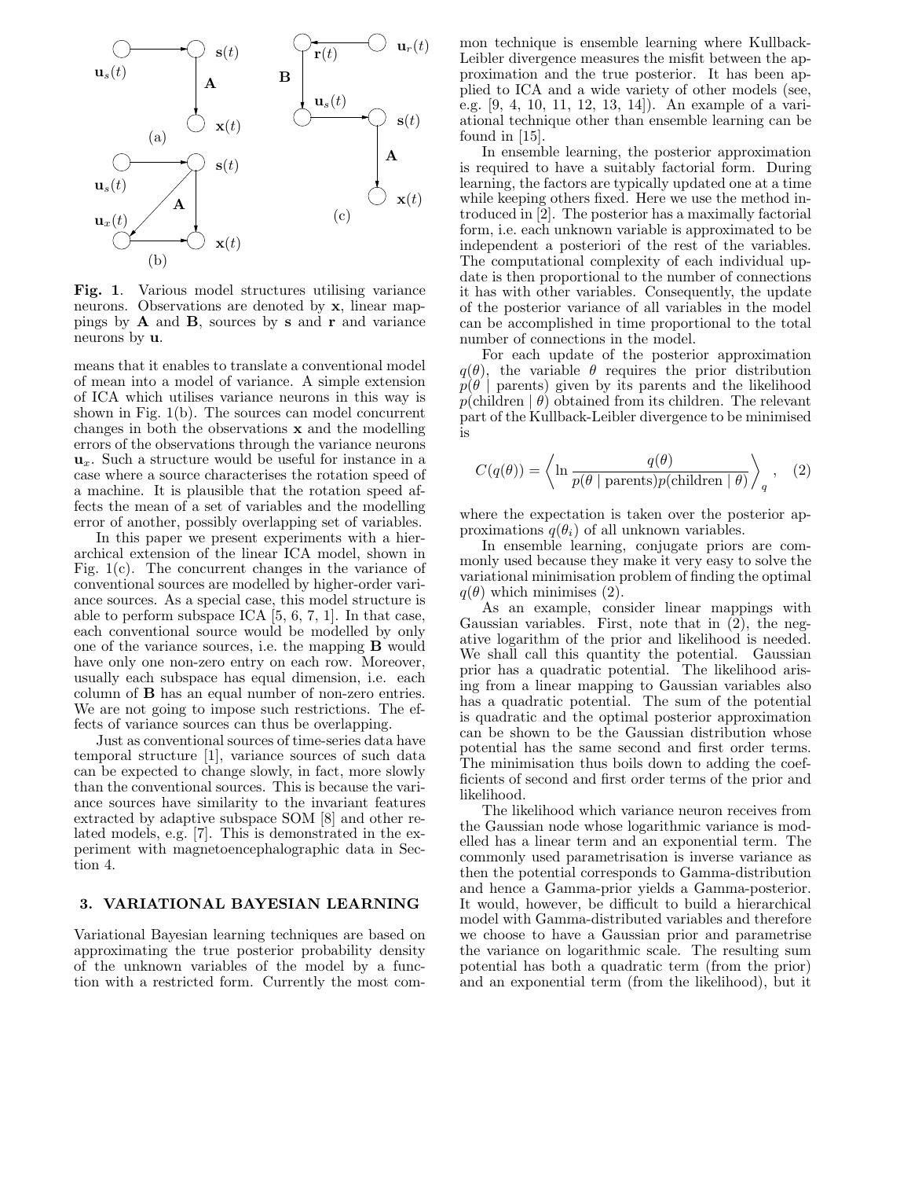**Fig. 1**. Various model structures utilising variance neurons. Observations are denoted by $\mathbf{x}$, linear mappings by $\mathbf{A}$ and $\mathbf{B}$, sources by $\mathbf{s}$ and $\mathbf{r}$ and variance neurons by $\mathbf{u}$.

means that it enables to translate a conventional model of mean into a model of variance. A simple extension of ICA which utilises variance neurons in this way is shown in Fig. 1(b). The sources can model concurrent changes in both the observations $\mathbf{x}$ and the modelling errors of the observations through the variance neurons $\mathbf{u}_x$. Such a structure would be useful for instance in a case where a source characterises the rotation speed of a machine. It is plausible that the rotation speed affects the mean of a set of variables and the modelling error of another, possibly overlapping set of variables.

In this paper we present experiments with a hierarchical extension of the linear ICA model, shown in Fig. 1(c). The concurrent changes in the variance of conventional sources are modelled by higher-order variance sources. As a special case, this model structure is able to perform subspace ICA [5, 6, 7, 1]. In that case, each conventional source would be modelled by only one of the variance sources, i.e. the mapping $\mathbf{B}$ would have only one non-zero entry on each row. Moreover, usually each subspace has equal dimension, i.e. each column of $\mathbf{B}$ has an equal number of non-zero entries. We are not going to impose such restrictions. The effects of variance sources can thus be overlapping.

Just as conventional sources of time-series data have temporal structure [1], variance sources of such data can be expected to change slowly, in fact, more slowly than the conventional sources. This is because the variance sources have similarity to the invariant features extracted by adaptive subspace SOM [8] and other related models, e.g. [7]. This is demonstrated in the experiment with magnetoencephalographic data in Section 4.

## 3. VARIATIONAL BAYESIAN LEARNING

Variational Bayesian learning techniques are based on approximating the true posterior probability density of the unknown variables of the model by a function with a restricted form. Currently the most common technique is ensemble learning where Kullback-Leibler divergence measures the misfit between the approximation and the true posterior. It has been applied to ICA and a wide variety of other models (see, e.g. [9, 4, 10, 11, 12, 13, 14]). An example of a variational technique other than ensemble learning can be found in [15].

In ensemble learning, the posterior approximation is required to have a suitably factorial form. During learning, the factors are typically updated one at a time while keeping others fixed. Here we use the method introduced in [2]. The posterior has a maximally factorial form, i.e. each unknown variable is approximated to be independent a posteriori of the rest of the variables. The computational complexity of each individual update is then proportional to the number of connections it has with other variables. Consequently, the update of the posterior variance of all variables in the model can be accomplished in time proportional to the total number of connections in the model.

For each update of the posterior approximation $q(\theta)$, the variable $\theta$ requires the prior distribution $p(\theta \mid \text{parents})$ given by its parents and the likelihood $p(\text{children} \mid \theta)$ obtained from its children. The relevant part of the Kullback-Leibler divergence to be minimised is

$$C(q(\theta)) = \left\langle \ln \frac{q(\theta)}{p(\theta \mid \text{parents})p(\text{children} \mid \theta)} \right\rangle_q , \quad (2)$$

where the expectation is taken over the posterior approximations $q(\theta_i)$ of all unknown variables.

In ensemble learning, conjugate priors are commonly used because they make it very easy to solve the variational minimisation problem of finding the optimal $q(\theta)$ which minimises (2).

As an example, consider linear mappings with Gaussian variables. First, note that in (2), the negative logarithm of the prior and likelihood is needed. We shall call this quantity the potential. Gaussian prior has a quadratic potential. The likelihood arising from a linear mapping to Gaussian variables also has a quadratic potential. The sum of the potential is quadratic and the optimal posterior approximation can be shown to be the Gaussian distribution whose potential has the same second and first order terms. The minimisation thus boils down to adding the coefficients of second and first order terms of the prior and likelihood.

The likelihood which variance neuron receives from the Gaussian node whose logarithmic variance is modelled has a linear term and an exponential term. The commonly used parametrisation is inverse variance as then the potential corresponds to Gamma-distribution and hence a Gamma-prior yields a Gamma-posterior. It would, however, be difficult to build a hierarchical model with Gamma-distributed variables and therefore we choose to have a Gaussian prior and parametrise the variance on logarithmic scale. The resulting sum potential has both a quadratic term (from the prior) and an exponential term (from the likelihood), but it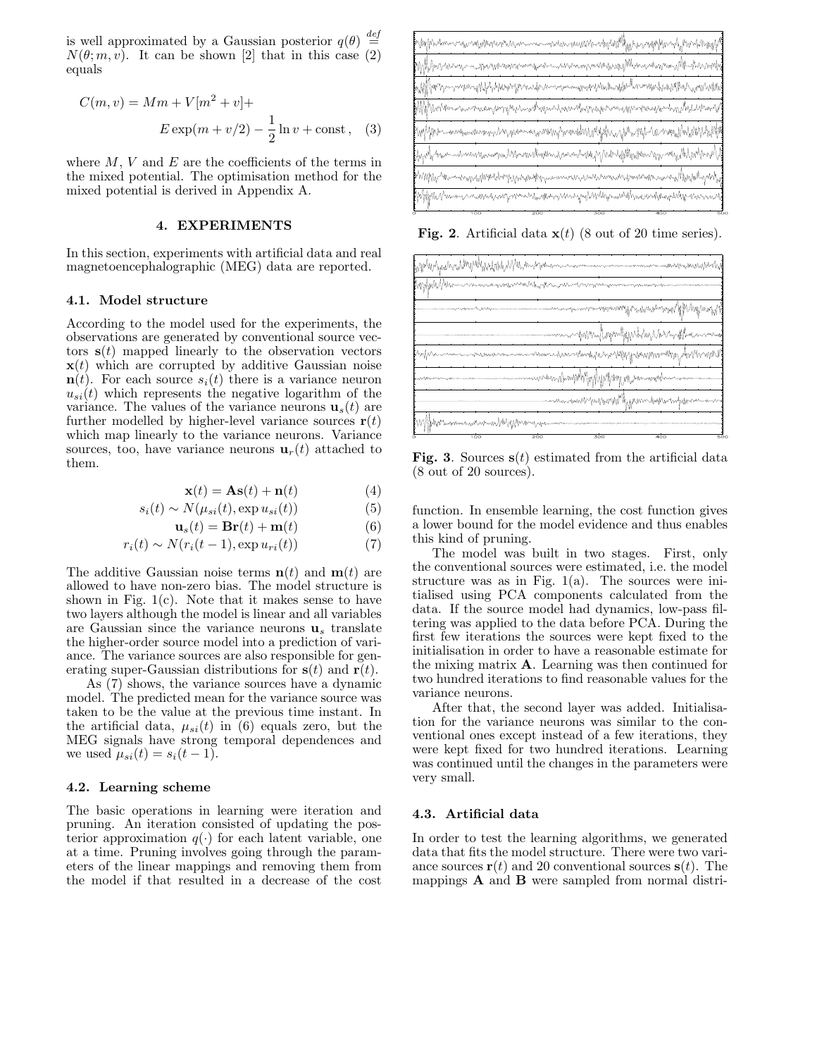is well approximated by a Gaussian posterior $q(\theta) \stackrel{def}{=} N(\theta; m, v)$. It can be shown [2] that in this case (2) equals

$$C(m, v) = Mm + V[m^2 + v] + E \exp(m + v/2) - \frac{1}{2} \ln v + \text{const}\,, \quad (3)$$

where $M$, $V$ and $E$ are the coefficients of the terms in the mixed potential. The optimisation method for the mixed potential is derived in Appendix A.

## 4. EXPERIMENTS

In this section, experiments with artificial data and real magnetoencephalographic (MEG) data are reported.

### 4.1. Model structure

According to the model used for the experiments, the observations are generated by conventional source vectors $\mathbf{s}(t)$ mapped linearly to the observation vectors $\mathbf{x}(t)$ which are corrupted by additive Gaussian noise $\mathbf{n}(t)$. For each source $s_i(t)$ there is a variance neuron $u_{si}(t)$ which represents the negative logarithm of the variance. The values of the variance neurons $\mathbf{u}_s(t)$ are further modelled by higher-level variance sources $\mathbf{r}(t)$ which map linearly to the variance neurons. Variance sources, too, have variance neurons $\mathbf{u}_r(t)$ attached to them.

$$\mathbf{x}(t) = \mathbf{A}\mathbf{s}(t) + \mathbf{n}(t) \quad (4)$$

$$s_i(t) \sim N(\mu_{si}(t), \exp u_{si}(t)) \quad (5)$$

$$\mathbf{u}_s(t) = \mathbf{B}\mathbf{r}(t) + \mathbf{m}(t) \quad (6)$$

$$r_i(t) \sim N(r_i(t-1), \exp u_{ri}(t)) \quad (7)$$

The additive Gaussian noise terms $\mathbf{n}(t)$ and $\mathbf{m}(t)$ are allowed to have non-zero bias. The model structure is shown in Fig. 1(c). Note that it makes sense to have two layers although the model is linear and all variables are Gaussian since the variance neurons $\mathbf{u}_s$ translate the higher-order source model into a prediction of variance. The variance sources are also responsible for generating super-Gaussian distributions for $\mathbf{s}(t)$ and $\mathbf{r}(t)$.

As (7) shows, the variance sources have a dynamic model. The predicted mean for the variance source was taken to be the value at the previous time instant. In the artificial data, $\mu_{si}(t)$ in (6) equals zero, but the MEG signals have strong temporal dependences and we used $\mu_{si}(t) = s_i(t-1)$.

### 4.2. Learning scheme

The basic operations in learning were iteration and pruning. An iteration consisted of updating the posterior approximation $q(\cdot)$ for each latent variable, one at a time. Pruning involves going through the parameters of the linear mappings and removing them from the model if that resulted in a decrease of the cost function. In ensemble learning, the cost function gives a lower bound for the model evidence and thus enables this kind of pruning.

**Fig. 2**. Artificial data $\mathbf{x}(t)$ (8 out of 20 time series).

**Fig. 3**. Sources $\mathbf{s}(t)$ estimated from the artificial data (8 out of 20 sources).

The model was built in two stages. First, only the conventional sources were estimated, i.e. the model structure was as in Fig. 1(a). The sources were initialised using PCA components calculated from the data. If the source model had dynamics, low-pass filtering was applied to the data before PCA. During the first few iterations the sources were kept fixed to the initialisation in order to have a reasonable estimate for the mixing matrix $\mathbf{A}$. Learning was then continued for two hundred iterations to find reasonable values for the variance neurons.

After that, the second layer was added. Initialisation for the variance neurons was similar to the conventional ones except instead of a few iterations, they were kept fixed for two hundred iterations. Learning was continued until the changes in the parameters were very small.

### 4.3. Artificial data

In order to test the learning algorithms, we generated data that fits the model structure. There were two variance sources $\mathbf{r}(t)$ and 20 conventional sources $\mathbf{s}(t)$. The mappings $\mathbf{A}$ and $\mathbf{B}$ were sampled from normal distri-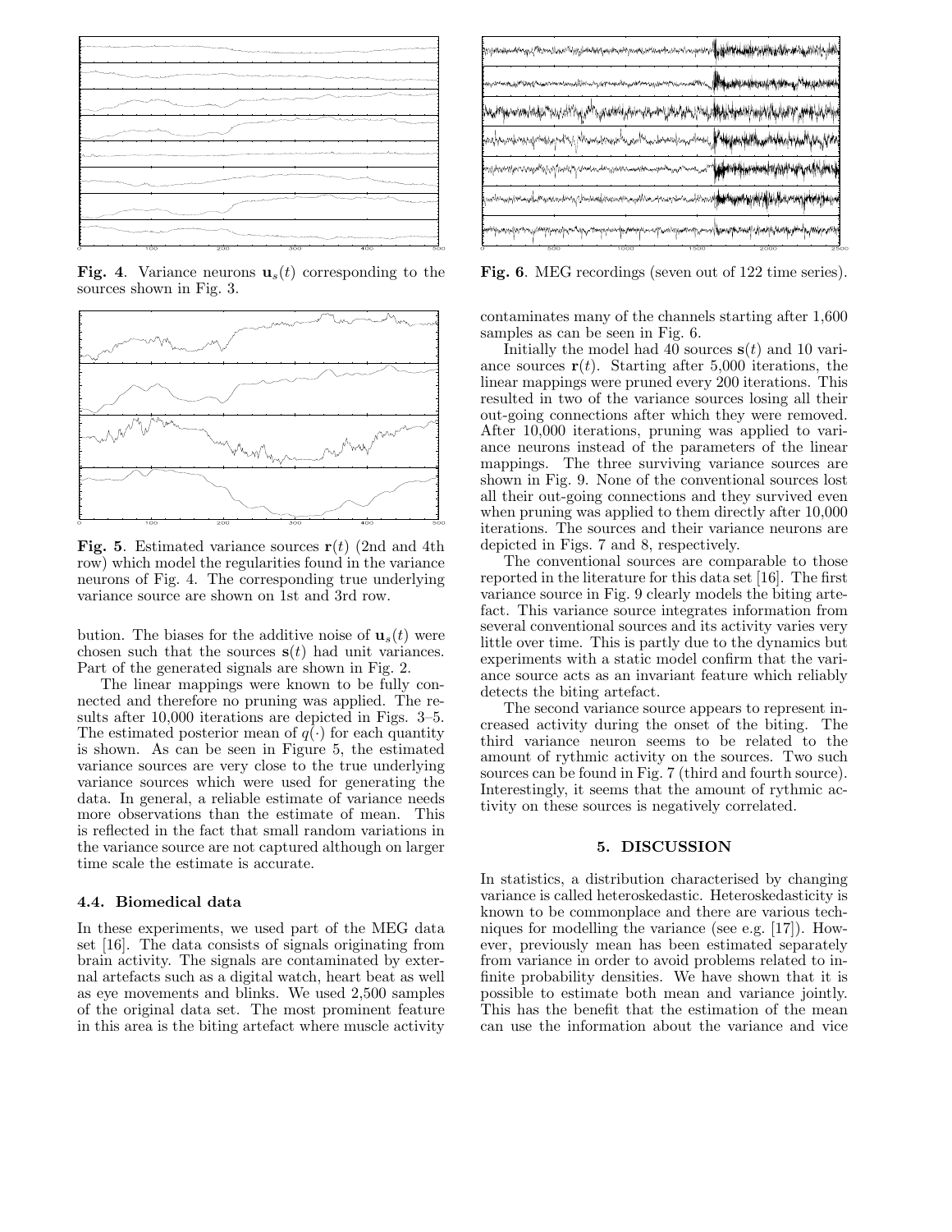**Fig. 4**. Variance neurons $\mathbf{u}_s(t)$ corresponding to the sources shown in Fig. 3.

**Fig. 5**. Estimated variance sources $\mathbf{r}(t)$ (2nd and 4th row) which model the regularities found in the variance neurons of Fig. 4. The corresponding true underlying variance source are shown on 1st and 3rd row.

bution. The biases for the additive noise of $\mathbf{u}_s(t)$ were chosen such that the sources $\mathbf{s}(t)$ had unit variances. Part of the generated signals are shown in Fig. 2.

The linear mappings were known to be fully connected and therefore no pruning was applied. The results after 10,000 iterations are depicted in Figs. 3–5. The estimated posterior mean of $q(\cdot)$ for each quantity is shown. As can be seen in Figure 5, the estimated variance sources are very close to the true underlying variance sources which were used for generating the data. In general, a reliable estimate of variance needs more observations than the estimate of mean. This is reflected in the fact that small random variations in the variance source are not captured although on larger time scale the estimate is accurate.

### 4.4. Biomedical data

In these experiments, we used part of the MEG data set [16]. The data consists of signals originating from brain activity. The signals are contaminated by external artefacts such as a digital watch, heart beat as well as eye movements and blinks. We used 2,500 samples of the original data set. The most prominent feature in this area is the biting artefact where muscle activity contaminates many of the channels starting after 1,600 samples as can be seen in Fig. 6.

**Fig. 6**. MEG recordings (seven out of 122 time series).

Initially the model had 40 sources $\mathbf{s}(t)$ and 10 variance sources $\mathbf{r}(t)$. Starting after 5,000 iterations, the linear mappings were pruned every 200 iterations. This resulted in two of the variance sources losing all their out-going connections after which they were removed. After 10,000 iterations, pruning was applied to variance neurons instead of the parameters of the linear mappings. The three surviving variance sources are shown in Fig. 9. None of the conventional sources lost all their out-going connections and they survived even when pruning was applied to them directly after 10,000 iterations. The sources and their variance neurons are depicted in Figs. 7 and 8, respectively.

The conventional sources are comparable to those reported in the literature for this data set [16]. The first variance source in Fig. 9 clearly models the biting artefact. This variance source integrates information from several conventional sources and its activity varies very little over time. This is partly due to the dynamics but experiments with a static model confirm that the variance source acts as an invariant feature which reliably detects the biting artefact.

The second variance source appears to represent increased activity during the onset of the biting. The third variance neuron seems to be related to the amount of rythmic activity on the sources. Two such sources can be found in Fig. 7 (third and fourth source). Interestingly, it seems that the amount of rythmic activity on these sources is negatively correlated.

## 5. DISCUSSION

In statistics, a distribution characterised by changing variance is called heteroskedastic. Heteroskedasticity is known to be commonplace and there are various techniques for modelling the variance (see e.g. [17]). However, previously mean has been estimated separately from variance in order to avoid problems related to infinite probability densities. We have shown that it is possible to estimate both mean and variance jointly. This has the benefit that the estimation of the mean can use the information about the variance and vice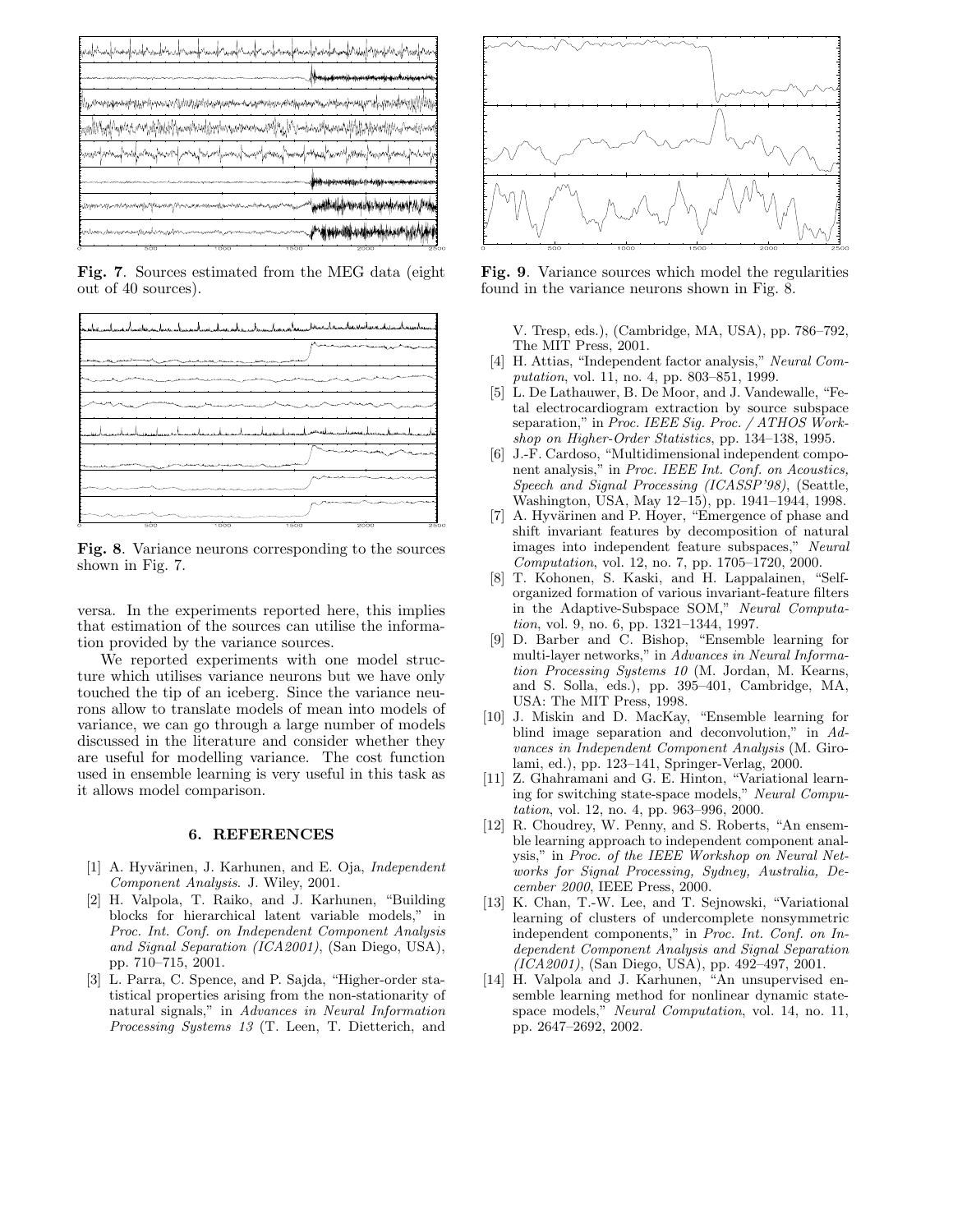**Fig. 7**. Sources estimated from the MEG data (eight out of 40 sources).

**Fig. 8**. Variance neurons corresponding to the sources shown in Fig. 7.

versa. In the experiments reported here, this implies that estimation of the sources can utilise the information provided by the variance sources.

We reported experiments with one model structure which utilises variance neurons but we have only touched the tip of an iceberg. Since the variance neurons allow to translate models of mean into models of variance, we can go through a large number of models discussed in the literature and consider whether they are useful for modelling variance. The cost function used in ensemble learning is very useful in this task as it allows model comparison.

**Fig. 9**. Variance sources which model the regularities found in the variance neurons shown in Fig. 8.

## 6. REFERENCES

[1] A. Hyvärinen, J. Karhunen, and E. Oja, *Independent Component Analysis*. J. Wiley, 2001.

[2] H. Valpola, T. Raiko, and J. Karhunen, "Building blocks for hierarchical latent variable models," in *Proc. Int. Conf. on Independent Component Analysis and Signal Separation (ICA2001)*, (San Diego, USA), pp. 710–715, 2001.

[3] L. Parra, C. Spence, and P. Sajda, "Higher-order statistical properties arising from the non-stationarity of natural signals," in *Advances in Neural Information Processing Systems 13* (T. Leen, T. Dietterich, and V. Tresp, eds.), (Cambridge, MA, USA), pp. 786–792, The MIT Press, 2001.

[4] H. Attias, "Independent factor analysis," *Neural Computation*, vol. 11, no. 4, pp. 803–851, 1999.

[5] L. De Lathauwer, B. De Moor, and J. Vandewalle, "Fetal electrocardiogram extraction by source subspace separation," in *Proc. IEEE Sig. Proc. / ATHOS Workshop on Higher-Order Statistics*, pp. 134–138, 1995.

[6] J.-F. Cardoso, "Multidimensional independent component analysis," in *Proc. IEEE Int. Conf. on Acoustics, Speech and Signal Processing (ICASSP'98)*, (Seattle, Washington, USA, May 12–15), pp. 1941–1944, 1998.

[7] A. Hyvärinen and P. Hoyer, "Emergence of phase and shift invariant features by decomposition of natural images into independent feature subspaces," *Neural Computation*, vol. 12, no. 7, pp. 1705–1720, 2000.

[8] T. Kohonen, S. Kaski, and H. Lappalainen, "Self-organized formation of various invariant-feature filters in the Adaptive-Subspace SOM," *Neural Computation*, vol. 9, no. 6, pp. 1321–1344, 1997.

[9] D. Barber and C. Bishop, "Ensemble learning for multi-layer networks," in *Advances in Neural Information Processing Systems 10* (M. Jordan, M. Kearns, and S. Solla, eds.), pp. 395–401, Cambridge, MA, USA: The MIT Press, 1998.

[10] J. Miskin and D. MacKay, "Ensemble learning for blind image separation and deconvolution," in *Advances in Independent Component Analysis* (M. Girolami, ed.), pp. 123–141, Springer-Verlag, 2000.

[11] Z. Ghahramani and G. E. Hinton, "Variational learning for switching state-space models," *Neural Computation*, vol. 12, no. 4, pp. 963–996, 2000.

[12] R. Choudrey, W. Penny, and S. Roberts, "An ensemble learning approach to independent component analysis," in *Proc. of the IEEE Workshop on Neural Networks for Signal Processing, Sydney, Australia, December 2000*, IEEE Press, 2000.

[13] K. Chan, T.-W. Lee, and T. Sejnowski, "Variational learning of clusters of undercomplete nonsymmetric independent components," in *Proc. Int. Conf. on Independent Component Analysis and Signal Separation (ICA2001)*, (San Diego, USA), pp. 492–497, 2001.

[14] H. Valpola and J. Karhunen, "An unsupervised ensemble learning method for nonlinear dynamic state-space models," *Neural Computation*, vol. 14, no. 11, pp. 2647–2692, 2002.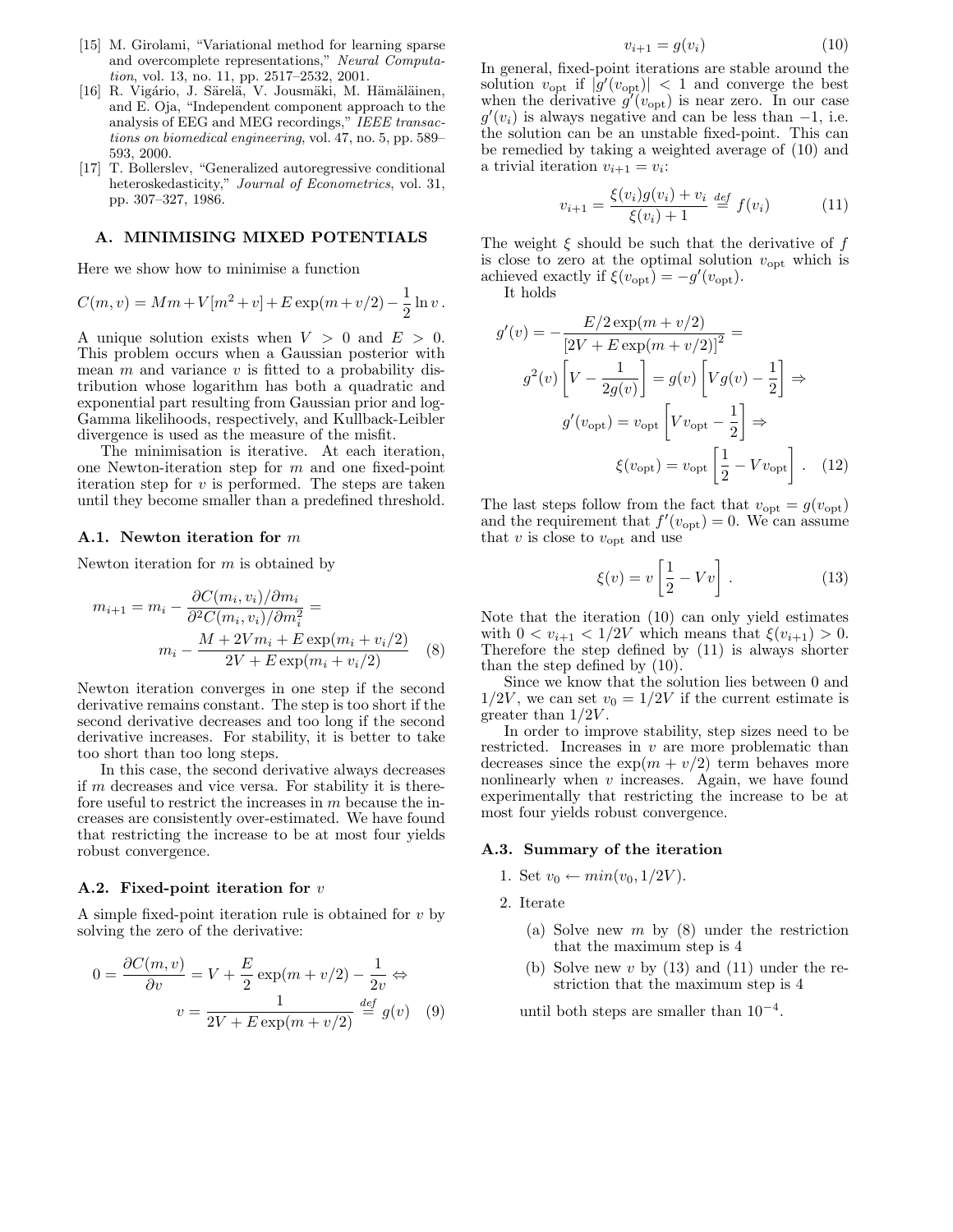[15] M. Girolami, "Variational method for learning sparse and overcomplete representations," *Neural Computation*, vol. 13, no. 11, pp. 2517–2532, 2001.

[16] R. Vigário, J. Särelä, V. Jousmäki, M. Hämäläinen, and E. Oja, "Independent component approach to the analysis of EEG and MEG recordings," *IEEE transactions on biomedical engineering*, vol. 47, no. 5, pp. 589–593, 2000.

[17] T. Bollerslev, "Generalized autoregressive conditional heteroskedasticity," *Journal of Econometrics*, vol. 31, pp. 307–327, 1986.

## A. MINIMISING MIXED POTENTIALS

Here we show how to minimise a function

$$C(m, v) = Mm + V[m^2 + v] + E \exp(m + v/2) - \frac{1}{2} \ln v \, .$$

A unique solution exists when $V > 0$ and $E > 0$. This problem occurs when a Gaussian posterior with mean $m$ and variance $v$ is fitted to a probability distribution whose logarithm has both a quadratic and exponential part resulting from Gaussian prior and log-Gamma likelihoods, respectively, and Kullback-Leibler divergence is used as the measure of the misfit.

The minimisation is iterative. At each iteration, one Newton-iteration step for $m$ and one fixed-point iteration step for $v$ is performed. The steps are taken until they become smaller than a predefined threshold.

### A.1. Newton iteration for $m$

Newton iteration for $m$ is obtained by

$$m_{i+1} = m_i - \frac{\partial C(m_i, v_i)/\partial m_i}{\partial^2 C(m_i, v_i)/\partial m_i^2} = m_i - \frac{M + 2Vm_i + E \exp(m_i + v_i/2)}{2V + E \exp(m_i + v_i/2)} \quad (8)$$

Newton iteration converges in one step if the second derivative remains constant. The step is too short if the second derivative decreases and too long if the second derivative increases. For stability, it is better to take too short than too long steps.

In this case, the second derivative always decreases if $m$ decreases and vice versa. For stability it is therefore useful to restrict the increases in $m$ because the increases are consistently over-estimated. We have found that restricting the increase to be at most four yields robust convergence.

### A.2. Fixed-point iteration for $v$

A simple fixed-point iteration rule is obtained for $v$ by solving the zero of the derivative:

$$0 = \frac{\partial C(m, v)}{\partial v} = V + \frac{E}{2} \exp(m + v/2) - \frac{1}{2v} \Leftrightarrow v = \frac{1}{2V + E \exp(m + v/2)} \stackrel{def}{=} g(v) \quad (9)$$

$$v_{i+1} = g(v_i) \quad (10)$$

In general, fixed-point iterations are stable around the solution $v_{\text{opt}}$ if $|g'(v_{\text{opt}})| < 1$ and converge the best when the derivative $g'(v_{\text{opt}})$ is near zero. In our case $g'(v_i)$ is always negative and can be less than $-1$, i.e. the solution can be an unstable fixed-point. This can be remedied by taking a weighted average of (10) and a trivial iteration $v_{i+1} = v_i$:

$$v_{i+1} = \frac{\xi(v_i) g(v_i) + v_i}{\xi(v_i) + 1} \stackrel{def}{=} f(v_i) \quad (11)$$

The weight $\xi$ should be such that the derivative of $f$ is close to zero at the optimal solution $v_{\text{opt}}$ which is achieved exactly if $\xi(v_{\text{opt}}) = -g'(v_{\text{opt}})$.

It holds

$$g'(v) = -\frac{E/2 \exp(m + v/2)}{[2V + E \exp(m + v/2)]^2} = g^2(v)\left[V - \frac{1}{2g(v)}\right] = g(v)\left[Vg(v) - \frac{1}{2}\right] \Rightarrow$$

$$g'(v_{\text{opt}}) = v_{\text{opt}}\left[Vv_{\text{opt}} - \frac{1}{2}\right] \Rightarrow$$

$$\xi(v_{\text{opt}}) = v_{\text{opt}}\left[\frac{1}{2} - Vv_{\text{opt}}\right] . \quad (12)$$

The last steps follow from the fact that $v_{\text{opt}} = g(v_{\text{opt}})$ and the requirement that $f'(v_{\text{opt}}) = 0$. We can assume that $v$ is close to $v_{\text{opt}}$ and use

$$\xi(v) = v\left[\frac{1}{2} - Vv\right] . \quad (13)$$

Note that the iteration (10) can only yield estimates with $0 < v_{i+1} < 1/2V$ which means that $\xi(v_{i+1}) > 0$. Therefore the step defined by (11) is always shorter than the step defined by (10).

Since we know that the solution lies between 0 and $1/2V$, we can set $v_0 = 1/2V$ if the current estimate is greater than $1/2V$.

In order to improve stability, step sizes need to be restricted. Increases in $v$ are more problematic than decreases since the $\exp(m + v/2)$ term behaves more nonlinearly when $v$ increases. Again, we have found experimentally that restricting the increase to be at most four yields robust convergence.

### A.3. Summary of the iteration

1. Set $v_0 \leftarrow min(v_0, 1/2V)$.
2. Iterate
   - (a) Solve new $m$ by (8) under the restriction that the maximum step is 4
   - (b) Solve new $v$ by (13) and (11) under the restriction that the maximum step is 4

   until both steps are smaller than $10^{-4}$.